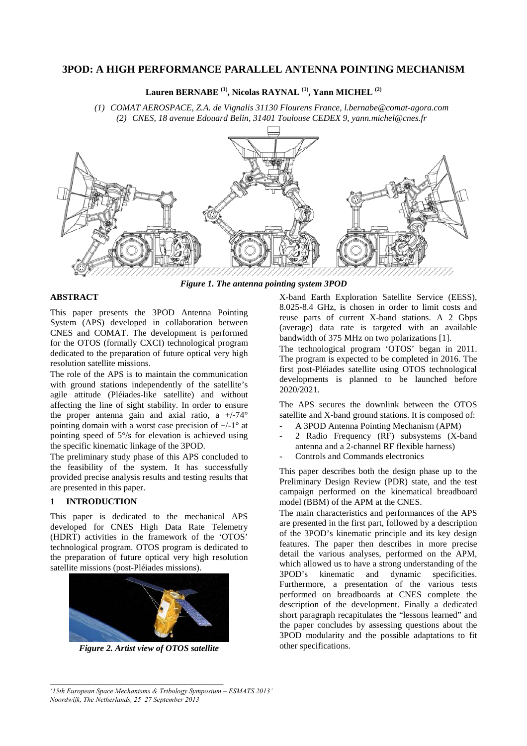# 3POD: A HIGH PERFORMANCE PARALLEL ANTENNA POINTING MECHANISM

**Lauren BERNABE [(1)], Nicolas RAYNAL [(1)], Yann MICHEL [(2)]**

*(1) COMAT AEROSPACE, Z.A. de Vignalis 31130 Flourens France, l.bernabe@comat-agora.com*
*(2) CNES, 18 avenue Edouard Belin, 31401 Toulouse CEDEX 9, yann.michel@cnes.fr*

*Figure 1. The antenna pointing system 3POD*

## ABSTRACT

This paper presents the 3POD Antenna Pointing System (APS) developed in collaboration between CNES and COMAT. The development is performed for the OTOS (formally CXCI) technological program dedicated to the preparation of future optical very high resolution satellite missions.

The role of the APS is to maintain the communication with ground stations independently of the satellite's agile attitude (Pléiades-like satellite) and without affecting the line of sight stability. In order to ensure the proper antenna gain and axial ratio, a +/-74° pointing domain with a worst case precision of +/-1° at pointing speed of 5°/s for elevation is achieved using the specific kinematic linkage of the 3POD.

The preliminary study phase of this APS concluded to the feasibility of the system. It has successfully provided precise analysis results and testing results that are presented in this paper.

## 1 INTRODUCTION

This paper is dedicated to the mechanical APS developed for CNES High Data Rate Telemetry (HDRT) activities in the framework of the 'OTOS' technological program. OTOS program is dedicated to the preparation of future optical very high resolution satellite missions (post-Pléiades missions).

*Figure 2. Artist view of OTOS satellite*

X-band Earth Exploration Satellite Service (EESS), 8.025-8.4 GHz, is chosen in order to limit costs and reuse parts of current X-band stations. A 2 Gbps (average) data rate is targeted with an available bandwidth of 375 MHz on two polarizations [1].

The technological program 'OTOS' began in 2011. The program is expected to be completed in 2016. The first post-Pléiades satellite using OTOS technological developments is planned to be launched before 2020/2021.

The APS secures the downlink between the OTOS satellite and X-band ground stations. It is composed of:

- A 3POD Antenna Pointing Mechanism (APM)
- 2 Radio Frequency (RF) subsystems (X-band antenna and a 2-channel RF flexible harness)
- Controls and Commands electronics

This paper describes both the design phase up to the Preliminary Design Review (PDR) state, and the test campaign performed on the kinematical breadboard model (BBM) of the APM at the CNES.

The main characteristics and performances of the APS are presented in the first part, followed by a description of the 3POD's kinematic principle and its key design features. The paper then describes in more precise detail the various analyses, performed on the APM, which allowed us to have a strong understanding of the 3POD's kinematic and dynamic specificities. Furthermore, a presentation of the various tests performed on breadboards at CNES complete the description of the development. Finally a dedicated short paragraph recapitulates the "lessons learned" and the paper concludes by assessing questions about the 3POD modularity and the possible adaptations to fit other specifications.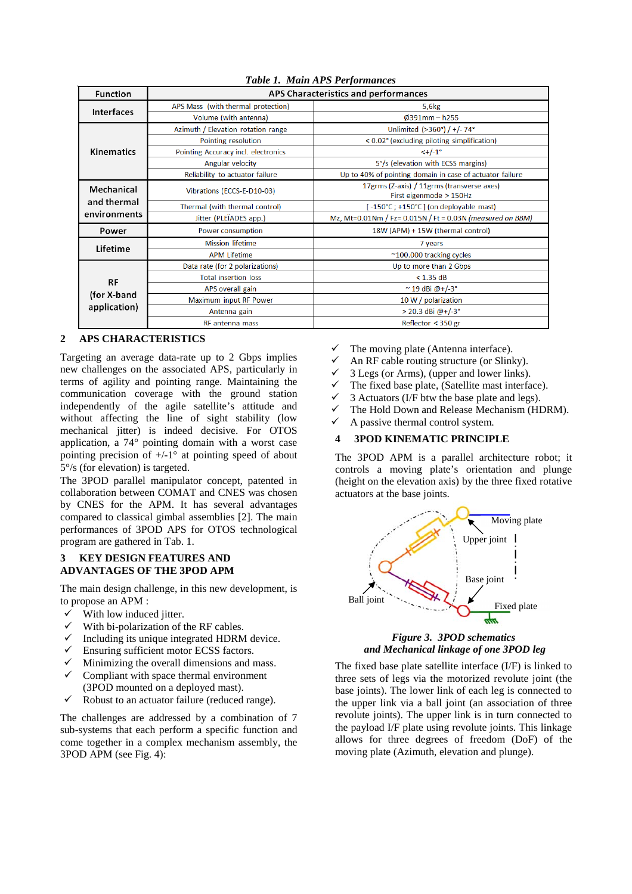*Table 1. Main APS Performances*

| Function | APS Characteristics and performances | |
|---|---|---|
| Interfaces | APS Mass (with thermal protection) | 5,6kg |
| | Volume (with antenna) | Ø391mm – h255 |
| Kinematics | Azimuth / Elevation rotation range | Unlimited (>360°) / +/- 74° |
| | Pointing resolution | < 0.02° (excluding piloting simplification) |
| | Pointing Accuracy incl. electronics | <+/-1° |
| | Angular velocity | 5°/s (elevation with ECSS margins) |
| | Reliability to actuator failure | Up to 40% of pointing domain in case of actuator failure |
| Mechanical and thermal environments | Vibrations (ECCS-E-D10-03) | 17grms (Z-axis) / 11grms (transverse axes) First eigenmode > 150Hz |
| | Thermal (with thermal control) | [-150°C ; +150°C ] (on deployable mast) |
| | Jitter (PLÉIADES app.) | Mz, Mt=0.01Nm / Fz= 0.015N / Ft = 0.03N *(measured on BBM)* |
| Power | Power consumption | 18W (APM) + 15W (thermal control) |
| Lifetime | Mission lifetime | 7 years |
| | APM Lifetime | ~100.000 tracking cycles |
| RF (for X-band application) | Data rate (for 2 polarizations) | Up to more than 2 Gbps |
| | Total insertion loss | < 1.35 dB |
| | APS overall gain | ~ 19 dBi @+/-3° |
| | Maximum input RF Power | 10 W / polarization |
| | Antenna gain | > 20.3 dBi @+/-3° |
| | RF antenna mass | Reflector < 350 gr |

## 2 APS CHARACTERISTICS

Targeting an average data-rate up to 2 Gbps implies new challenges on the associated APS, particularly in terms of agility and pointing range. Maintaining the communication coverage with the ground station independently of the agile satellite's attitude and without affecting the line of sight stability (low mechanical jitter) is indeed decisive. For OTOS application, a 74° pointing domain with a worst case pointing precision of +/-1° at pointing speed of about 5°/s (for elevation) is targeted.

The 3POD parallel manipulator concept, patented in collaboration between COMAT and CNES was chosen by CNES for the APM. It has several advantages compared to classical gimbal assemblies [2]. The main performances of 3POD APS for OTOS technological program are gathered in Tab. 1.

## 3 KEY DESIGN FEATURES AND ADVANTAGES OF THE 3POD APM

The main design challenge, in this new development, is to propose an APM :

- ✓ With low induced jitter.
- ✓ With bi-polarization of the RF cables.
- ✓ Including its unique integrated HDRM device.
- ✓ Ensuring sufficient motor ECSS factors.
- ✓ Minimizing the overall dimensions and mass.
- ✓ Compliant with space thermal environment (3POD mounted on a deployed mast).
- ✓ Robust to an actuator failure (reduced range).

The challenges are addressed by a combination of 7 sub-systems that each perform a specific function and come together in a complex mechanism assembly, the 3POD APM (see Fig. 4):

- ✓ The moving plate (Antenna interface).
- ✓ An RF cable routing structure (or Slinky).
- ✓ 3 Legs (or Arms), (upper and lower links).
- ✓ The fixed base plate, (Satellite mast interface).
- ✓ 3 Actuators (I/F btw the base plate and legs).
- ✓ The Hold Down and Release Mechanism (HDRM).
- ✓ A passive thermal control system.

## 4 3POD KINEMATIC PRINCIPLE

The 3POD APM is a parallel architecture robot; it controls a moving plate's orientation and plunge (height on the elevation axis) by the three fixed rotative actuators at the base joints.

*Figure 3. 3POD schematics and Mechanical linkage of one 3POD leg*

The fixed base plate satellite interface (I/F) is linked to three sets of legs via the motorized revolute joint (the base joints). The lower link of each leg is connected to the upper link via a ball joint (an association of three revolute joints). The upper link is in turn connected to the payload I/F plate using revolute joints. This linkage allows for three degrees of freedom (DoF) of the moving plate (Azimuth, elevation and plunge).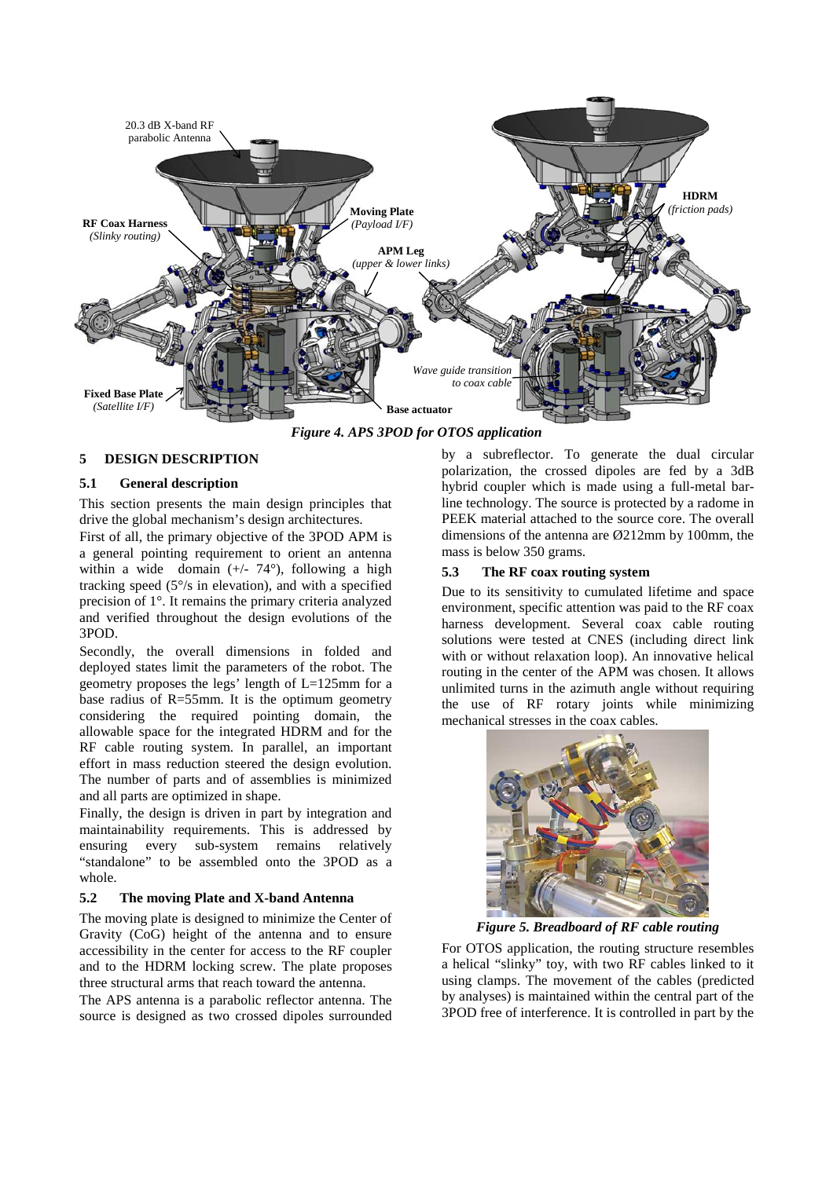*Figure 4. APS 3POD for OTOS application*

## 5 DESIGN DESCRIPTION

### 5.1 General description

This section presents the main design principles that drive the global mechanism's design architectures.

First of all, the primary objective of the 3POD APM is a general pointing requirement to orient an antenna within a wide domain (+/- 74°), following a high tracking speed (5°/s in elevation), and with a specified precision of 1°. It remains the primary criteria analyzed and verified throughout the design evolutions of the 3POD.

Secondly, the overall dimensions in folded and deployed states limit the parameters of the robot. The geometry proposes the legs' length of L=125mm for a base radius of R=55mm. It is the optimum geometry considering the required pointing domain, the allowable space for the integrated HDRM and for the RF cable routing system. In parallel, an important effort in mass reduction steered the design evolution. The number of parts and of assemblies is minimized and all parts are optimized in shape.

Finally, the design is driven in part by integration and maintainability requirements. This is addressed by ensuring every sub-system remains relatively "standalone" to be assembled onto the 3POD as a whole.

### 5.2 The moving Plate and X-band Antenna

The moving plate is designed to minimize the Center of Gravity (CoG) height of the antenna and to ensure accessibility in the center for access to the RF coupler and to the HDRM locking screw. The plate proposes three structural arms that reach toward the antenna.

The APS antenna is a parabolic reflector antenna. The source is designed as two crossed dipoles surrounded by a subreflector. To generate the dual circular polarization, the crossed dipoles are fed by a 3dB hybrid coupler which is made using a full-metal bar-line technology. The source is protected by a radome in PEEK material attached to the source core. The overall dimensions of the antenna are Ø212mm by 100mm, the mass is below 350 grams.

### 5.3 The RF coax routing system

Due to its sensitivity to cumulated lifetime and space environment, specific attention was paid to the RF coax harness development. Several coax cable routing solutions were tested at CNES (including direct link with or without relaxation loop). An innovative helical routing in the center of the APM was chosen. It allows unlimited turns in the azimuth angle without requiring the use of RF rotary joints while minimizing mechanical stresses in the coax cables.

*Figure 5. Breadboard of RF cable routing*

For OTOS application, the routing structure resembles a helical "slinky" toy, with two RF cables linked to it using clamps. The movement of the cables (predicted by analyses) is maintained within the central part of the 3POD free of interference. It is controlled in part by the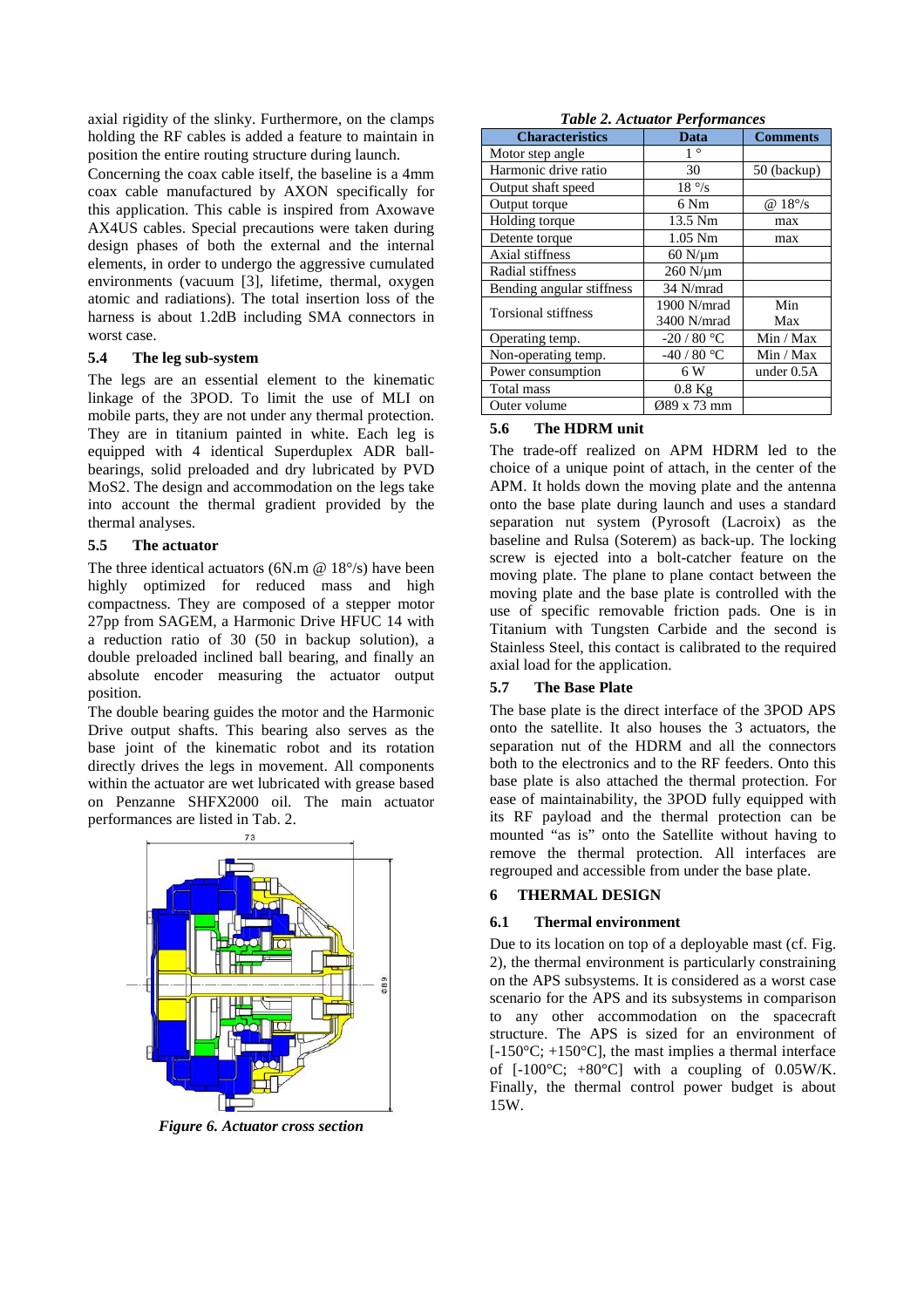axial rigidity of the slinky. Furthermore, on the clamps holding the RF cables is added a feature to maintain in position the entire routing structure during launch.

Concerning the coax cable itself, the baseline is a 4mm coax cable manufactured by AXON specifically for this application. This cable is inspired from Axowave AX4US cables. Special precautions were taken during design phases of both the external and the internal elements, in order to undergo the aggressive cumulated environments (vacuum [3], lifetime, thermal, oxygen atomic and radiations). The total insertion loss of the harness is about 1.2dB including SMA connectors in worst case.

### 5.4 The leg sub-system

The legs are an essential element to the kinematic linkage of the 3POD. To limit the use of MLI on mobile parts, they are not under any thermal protection. They are in titanium painted in white. Each leg is equipped with 4 identical Superduplex ADR ball-bearings, solid preloaded and dry lubricated by PVD MoS2. The design and accommodation on the legs take into account the thermal gradient provided by the thermal analyses.

### 5.5 The actuator

The three identical actuators (6N.m @ 18°/s) have been highly optimized for reduced mass and high compactness. They are composed of a stepper motor 27pp from SAGEM, a Harmonic Drive HFUC 14 with a reduction ratio of 30 (50 in backup solution), a double preloaded inclined ball bearing, and finally an absolute encoder measuring the actuator output position.

The double bearing guides the motor and the Harmonic Drive output shafts. This bearing also serves as the base joint of the kinematic robot and its rotation directly drives the legs in movement. All components within the actuator are wet lubricated with grease based on Penzanne SHFX2000 oil. The main actuator performances are listed in Tab. 2.

*Figure 6. Actuator cross section*

*Table 2. Actuator Performances*

| Characteristics | Data | Comments |
|---|---|---|
| Motor step angle | 1 ° | |
| Harmonic drive ratio | 30 | 50 (backup) |
| Output shaft speed | 18 °/s | |
| Output torque | 6 Nm | @ 18°/s |
| Holding torque | 13.5 Nm | max |
| Detente torque | 1.05 Nm | max |
| Axial stiffness | 60 N/µm | |
| Radial stiffness | 260 N/µm | |
| Bending angular stiffness | 34 N/mrad | |
| Torsional stiffness | 1900 N/mrad<br>3400 N/mrad | Min<br>Max |
| Operating temp. | -20 / 80 °C | Min / Max |
| Non-operating temp. | -40 / 80 °C | Min / Max |
| Power consumption | 6 W | under 0.5A |
| Total mass | 0.8 Kg | |
| Outer volume | Ø89 x 73 mm | |

### 5.6 The HDRM unit

The trade-off realized on APM HDRM led to the choice of a unique point of attach, in the center of the APM. It holds down the moving plate and the antenna onto the base plate during launch and uses a standard separation nut system (Pyrosoft (Lacroix) as the baseline and Rulsa (Soterem) as back-up. The locking screw is ejected into a bolt-catcher feature on the moving plate. The plane to plane contact between the moving plate and the base plate is controlled with the use of specific removable friction pads. One is in Titanium with Tungsten Carbide and the second is Stainless Steel, this contact is calibrated to the required axial load for the application.

### 5.7 The Base Plate

The base plate is the direct interface of the 3POD APS onto the satellite. It also houses the 3 actuators, the separation nut of the HDRM and all the connectors both to the electronics and to the RF feeders. Onto this base plate is also attached the thermal protection. For ease of maintainability, the 3POD fully equipped with its RF payload and the thermal protection can be mounted "as is" onto the Satellite without having to remove the thermal protection. All interfaces are regrouped and accessible from under the base plate.

## 6 THERMAL DESIGN

### 6.1 Thermal environment

Due to its location on top of a deployable mast (cf. Fig. 2), the thermal environment is particularly constraining on the APS subsystems. It is considered as a worst case scenario for the APS and its subsystems in comparison to any other accommodation on the spacecraft structure. The APS is sized for an environment of [-150°C; +150°C], the mast implies a thermal interface of [-100°C; +80°C] with a coupling of 0.05W/K. Finally, the thermal control power budget is about 15W.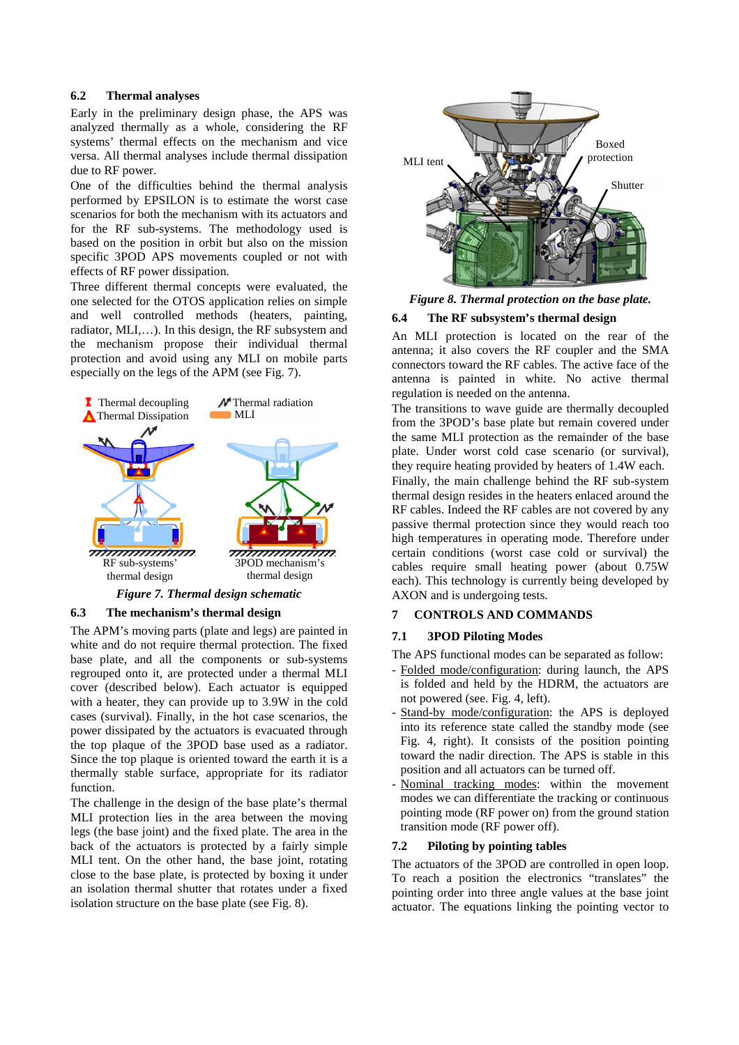### 6.2 Thermal analyses

Early in the preliminary design phase, the APS was analyzed thermally as a whole, considering the RF systems' thermal effects on the mechanism and vice versa. All thermal analyses include thermal dissipation due to RF power.

One of the difficulties behind the thermal analysis performed by EPSILON is to estimate the worst case scenarios for both the mechanism with its actuators and for the RF sub-systems. The methodology used is based on the position in orbit but also on the mission specific 3POD APS movements coupled or not with effects of RF power dissipation.

Three different thermal concepts were evaluated, the one selected for the OTOS application relies on simple and well controlled methods (heaters, painting, radiator, MLI,…). In this design, the RF subsystem and the mechanism propose their individual thermal protection and avoid using any MLI on mobile parts especially on the legs of the APM (see Fig. 7).

*Figure 7. Thermal design schematic*

### 6.3 The mechanism's thermal design

The APM's moving parts (plate and legs) are painted in white and do not require thermal protection. The fixed base plate, and all the components or sub-systems regrouped onto it, are protected under a thermal MLI cover (described below). Each actuator is equipped with a heater, they can provide up to 3.9W in the cold cases (survival). Finally, in the hot case scenarios, the power dissipated by the actuators is evacuated through the top plaque of the 3POD base used as a radiator. Since the top plaque is oriented toward the earth it is a thermally stable surface, appropriate for its radiator function.

The challenge in the design of the base plate's thermal MLI protection lies in the area between the moving legs (the base joint) and the fixed plate. The area in the back of the actuators is protected by a fairly simple MLI tent. On the other hand, the base joint, rotating close to the base plate, is protected by boxing it under an isolation thermal shutter that rotates under a fixed isolation structure on the base plate (see Fig. 8).

*Figure 8. Thermal protection on the base plate.*

### 6.4 The RF subsystem's thermal design

An MLI protection is located on the rear of the antenna; it also covers the RF coupler and the SMA connectors toward the RF cables. The active face of the antenna is painted in white. No active thermal regulation is needed on the antenna.

The transitions to wave guide are thermally decoupled from the 3POD's base plate but remain covered under the same MLI protection as the remainder of the base plate. Under worst cold case scenario (or survival), they require heating provided by heaters of 1.4W each.

Finally, the main challenge behind the RF sub-system thermal design resides in the heaters enlaced around the RF cables. Indeed the RF cables are not covered by any passive thermal protection since they would reach too high temperatures in operating mode. Therefore under certain conditions (worst case cold or survival) the cables require small heating power (about 0.75W each). This technology is currently being developed by AXON and is undergoing tests.

## 7 CONTROLS AND COMMANDS

### 7.1 3POD Piloting Modes

The APS functional modes can be separated as follow:

- Folded mode/configuration: during launch, the APS is folded and held by the HDRM, the actuators are not powered (see. Fig. 4, left).
- Stand-by mode/configuration: the APS is deployed into its reference state called the standby mode (see Fig. 4, right). It consists of the position pointing toward the nadir direction. The APS is stable in this position and all actuators can be turned off.
- Nominal tracking modes: within the movement modes we can differentiate the tracking or continuous pointing mode (RF power on) from the ground station transition mode (RF power off).

### 7.2 Piloting by pointing tables

The actuators of the 3POD are controlled in open loop. To reach a position the electronics "translates" the pointing order into three angle values at the base joint actuator. The equations linking the pointing vector to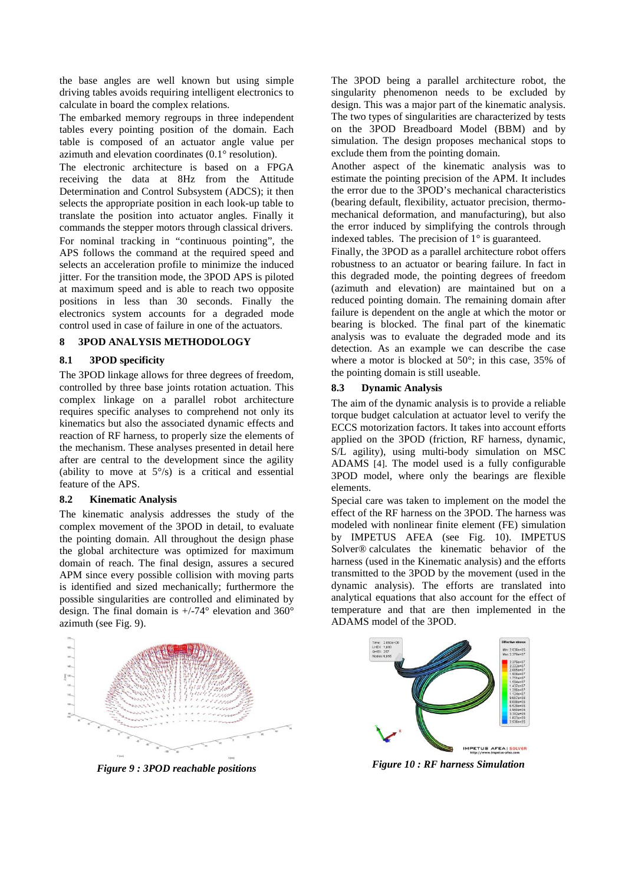the base angles are well known but using simple driving tables avoids requiring intelligent electronics to calculate in board the complex relations.

The embarked memory regroups in three independent tables every pointing position of the domain. Each table is composed of an actuator angle value per azimuth and elevation coordinates (0.1° resolution).

The electronic architecture is based on a FPGA receiving the data at 8Hz from the Attitude Determination and Control Subsystem (ADCS); it then selects the appropriate position in each look-up table to translate the position into actuator angles. Finally it commands the stepper motors through classical drivers.

For nominal tracking in "continuous pointing", the APS follows the command at the required speed and selects an acceleration profile to minimize the induced jitter. For the transition mode, the 3POD APS is piloted at maximum speed and is able to reach two opposite positions in less than 30 seconds. Finally the electronics system accounts for a degraded mode control used in case of failure in one of the actuators.

## 8 3POD ANALYSIS METHODOLOGY

### 8.1 3POD specificity

The 3POD linkage allows for three degrees of freedom, controlled by three base joints rotation actuation. This complex linkage on a parallel robot architecture requires specific analyses to comprehend not only its kinematics but also the associated dynamic effects and reaction of RF harness, to properly size the elements of the mechanism. These analyses presented in detail here after are central to the development since the agility (ability to move at 5°/s) is a critical and essential feature of the APS.

### 8.2 Kinematic Analysis

The kinematic analysis addresses the study of the complex movement of the 3POD in detail, to evaluate the pointing domain. All throughout the design phase the global architecture was optimized for maximum domain of reach. The final design, assures a secured APM since every possible collision with moving parts is identified and sized mechanically; furthermore the possible singularities are controlled and eliminated by design. The final domain is +/-74° elevation and 360° azimuth (see Fig. 9).

*Figure 9 : 3POD reachable positions*

The 3POD being a parallel architecture robot, the singularity phenomenon needs to be excluded by design. This was a major part of the kinematic analysis. The two types of singularities are characterized by tests on the 3POD Breadboard Model (BBM) and by simulation. The design proposes mechanical stops to exclude them from the pointing domain.

Another aspect of the kinematic analysis was to estimate the pointing precision of the APM. It includes the error due to the 3POD's mechanical characteristics (bearing default, flexibility, actuator precision, thermo-mechanical deformation, and manufacturing), but also the error induced by simplifying the controls through indexed tables. The precision of 1° is guaranteed.

Finally, the 3POD as a parallel architecture robot offers robustness to an actuator or bearing failure. In fact in this degraded mode, the pointing degrees of freedom (azimuth and elevation) are maintained but on a reduced pointing domain. The remaining domain after failure is dependent on the angle at which the motor or bearing is blocked. The final part of the kinematic analysis was to evaluate the degraded mode and its detection. As an example we can describe the case where a motor is blocked at 50°; in this case, 35% of the pointing domain is still useable.

### 8.3 Dynamic Analysis

The aim of the dynamic analysis is to provide a reliable torque budget calculation at actuator level to verify the ECCS motorization factors. It takes into account efforts applied on the 3POD (friction, RF harness, dynamic, S/L agility), using multi-body simulation on MSC ADAMS [4]. The model used is a fully configurable 3POD model, where only the bearings are flexible elements.

Special care was taken to implement on the model the effect of the RF harness on the 3POD. The harness was modeled with nonlinear finite element (FE) simulation by IMPETUS AFEA (see Fig. 10). IMPETUS Solver® calculates the kinematic behavior of the harness (used in the Kinematic analysis) and the efforts transmitted to the 3POD by the movement (used in the dynamic analysis). The efforts are translated into analytical equations that also account for the effect of temperature and that are then implemented in the ADAMS model of the 3POD.

*Figure 10 : RF harness Simulation*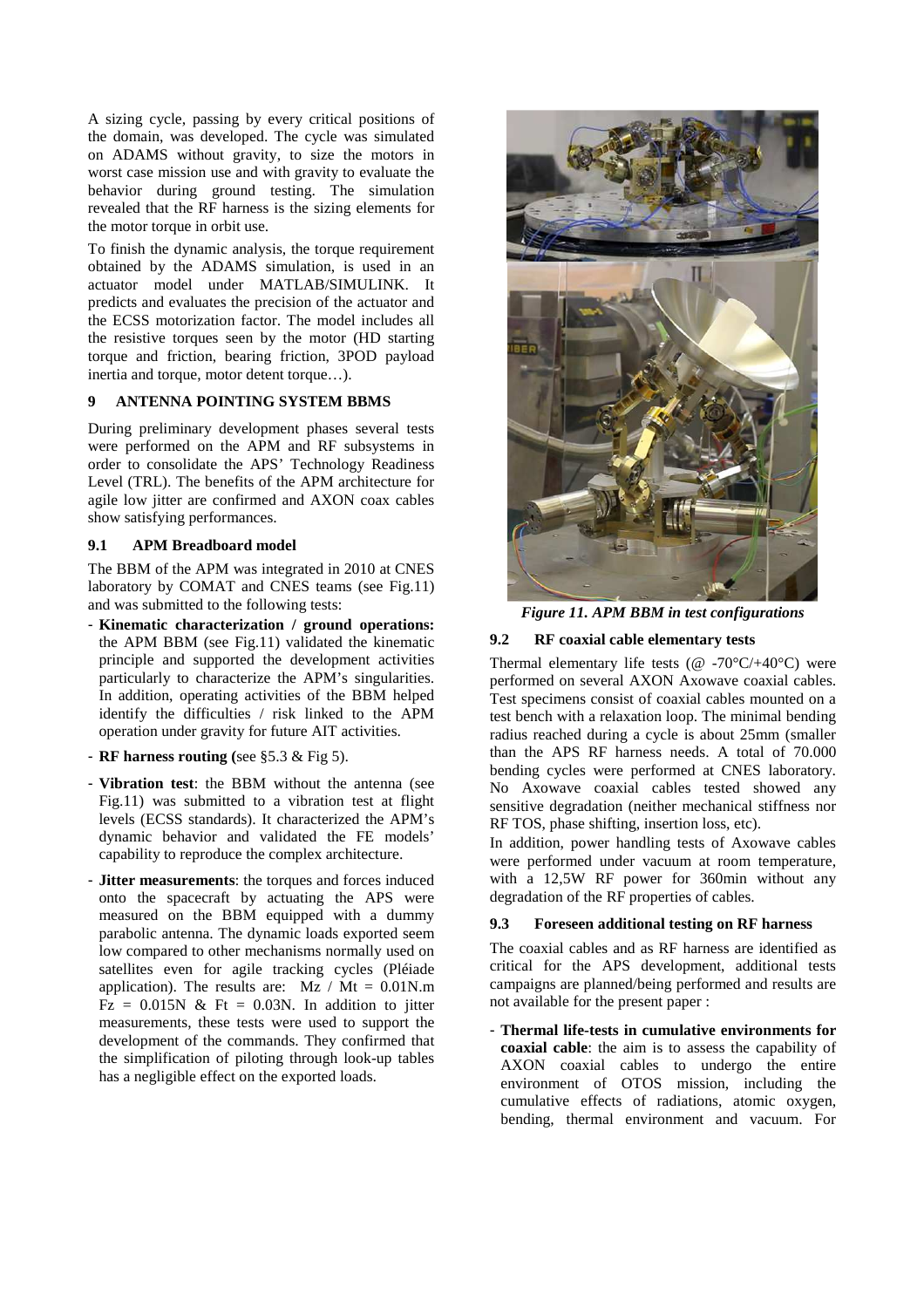A sizing cycle, passing by every critical positions of the domain, was developed. The cycle was simulated on ADAMS without gravity, to size the motors in worst case mission use and with gravity to evaluate the behavior during ground testing. The simulation revealed that the RF harness is the sizing elements for the motor torque in orbit use.

To finish the dynamic analysis, the torque requirement obtained by the ADAMS simulation, is used in an actuator model under MATLAB/SIMULINK. It predicts and evaluates the precision of the actuator and the ECSS motorization factor. The model includes all the resistive torques seen by the motor (HD starting torque and friction, bearing friction, 3POD payload inertia and torque, motor detent torque…).

# 9 ANTENNA POINTING SYSTEM BBMS

During preliminary development phases several tests were performed on the APM and RF subsystems in order to consolidate the APS' Technology Readiness Level (TRL). The benefits of the APM architecture for agile low jitter are confirmed and AXON coax cables show satisfying performances.

## 9.1 APM Breadboard model

The BBM of the APM was integrated in 2010 at CNES laboratory by COMAT and CNES teams (see Fig.11) and was submitted to the following tests:

- **Kinematic characterization / ground operations:** the APM BBM (see Fig.11) validated the kinematic principle and supported the development activities particularly to characterize the APM's singularities. In addition, operating activities of the BBM helped identify the difficulties / risk linked to the APM operation under gravity for future AIT activities.
- **RF harness routing (**see §5.3 & Fig 5).
- **Vibration test**: the BBM without the antenna (see Fig.11) was submitted to a vibration test at flight levels (ECSS standards). It characterized the APM's dynamic behavior and validated the FE models' capability to reproduce the complex architecture.
- **Jitter measurements**: the torques and forces induced onto the spacecraft by actuating the APS were measured on the BBM equipped with a dummy parabolic antenna. The dynamic loads exported seem low compared to other mechanisms normally used on satellites even for agile tracking cycles (Pléiade application). The results are: Mz / Mt = 0.01N.m Fz = 0.015N & Ft = 0.03N. In addition to jitter measurements, these tests were used to support the development of the commands. They confirmed that the simplification of piloting through look-up tables has a negligible effect on the exported loads.

*Figure 11. APM BBM in test configurations*

## 9.2 RF coaxial cable elementary tests

Thermal elementary life tests (@ -70°C/+40°C) were performed on several AXON Axowave coaxial cables. Test specimens consist of coaxial cables mounted on a test bench with a relaxation loop. The minimal bending radius reached during a cycle is about 25mm (smaller than the APS RF harness needs. A total of 70.000 bending cycles were performed at CNES laboratory. No Axowave coaxial cables tested showed any sensitive degradation (neither mechanical stiffness nor RF TOS, phase shifting, insertion loss, etc).

In addition, power handling tests of Axowave cables were performed under vacuum at room temperature, with a 12,5W RF power for 360min without any degradation of the RF properties of cables.

## 9.3 Foreseen additional testing on RF harness

The coaxial cables and as RF harness are identified as critical for the APS development, additional tests campaigns are planned/being performed and results are not available for the present paper :

- **Thermal life-tests in cumulative environments for coaxial cable**: the aim is to assess the capability of AXON coaxial cables to undergo the entire environment of OTOS mission, including the cumulative effects of radiations, atomic oxygen, bending, thermal environment and vacuum. For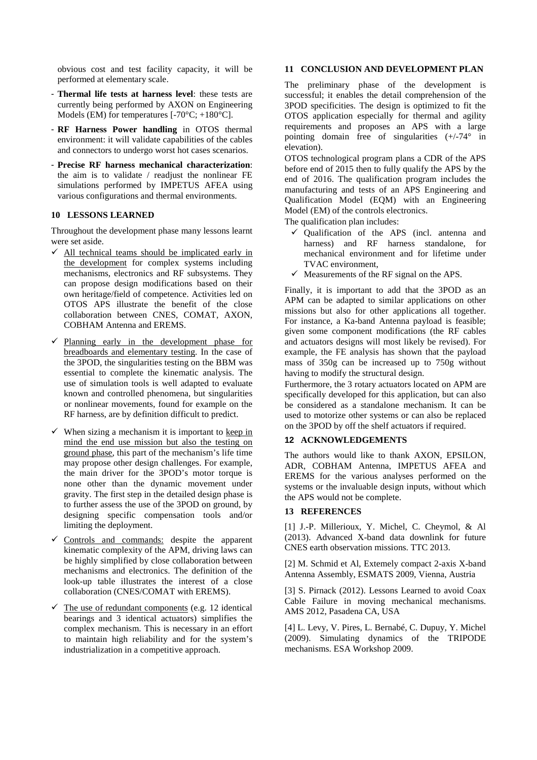obvious cost and test facility capacity, it will be performed at elementary scale.

- **Thermal life tests at harness level**: these tests are currently being performed by AXON on Engineering Models (EM) for temperatures [-70°C; +180°C].
- **RF Harness Power handling** in OTOS thermal environment: it will validate capabilities of the cables and connectors to undergo worst hot cases scenarios.
- **Precise RF harness mechanical characterization**: the aim is to validate / readjust the nonlinear FE simulations performed by IMPETUS AFEA using various configurations and thermal environments.

## 10 LESSONS LEARNED

Throughout the development phase many lessons learnt were set aside.

- ✓ All technical teams should be implicated early in the development for complex systems including mechanisms, electronics and RF subsystems. They can propose design modifications based on their own heritage/field of competence. Activities led on OTOS APS illustrate the benefit of the close collaboration between CNES, COMAT, AXON, COBHAM Antenna and EREMS.
- ✓ Planning early in the development phase for breadboards and elementary testing. In the case of the 3POD, the singularities testing on the BBM was essential to complete the kinematic analysis. The use of simulation tools is well adapted to evaluate known and controlled phenomena, but singularities or nonlinear movements, found for example on the RF harness, are by definition difficult to predict.
- ✓ When sizing a mechanism it is important to keep in mind the end use mission but also the testing on ground phase, this part of the mechanism's life time may propose other design challenges. For example, the main driver for the 3POD's motor torque is none other than the dynamic movement under gravity. The first step in the detailed design phase is to further assess the use of the 3POD on ground, by designing specific compensation tools and/or limiting the deployment.
- ✓ Controls and commands: despite the apparent kinematic complexity of the APM, driving laws can be highly simplified by close collaboration between mechanisms and electronics. The definition of the look-up table illustrates the interest of a close collaboration (CNES/COMAT with EREMS).
- ✓ The use of redundant components (e.g. 12 identical bearings and 3 identical actuators) simplifies the complex mechanism. This is necessary in an effort to maintain high reliability and for the system's industrialization in a competitive approach.

## 11 CONCLUSION AND DEVELOPMENT PLAN

The preliminary phase of the development is successful; it enables the detail comprehension of the 3POD specificities. The design is optimized to fit the OTOS application especially for thermal and agility requirements and proposes an APS with a large pointing domain free of singularities (+/-74° in elevation).

OTOS technological program plans a CDR of the APS before end of 2015 then to fully qualify the APS by the end of 2016. The qualification program includes the manufacturing and tests of an APS Engineering and Qualification Model (EQM) with an Engineering Model (EM) of the controls electronics.

The qualification plan includes:

- ✓ Qualification of the APS (incl. antenna and harness) and RF harness standalone, for mechanical environment and for lifetime under TVAC environment,
- ✓ Measurements of the RF signal on the APS.

Finally, it is important to add that the 3POD as an APM can be adapted to similar applications on other missions but also for other applications all together. For instance, a Ka-band Antenna payload is feasible; given some component modifications (the RF cables and actuators designs will most likely be revised). For example, the FE analysis has shown that the payload mass of 350g can be increased up to 750g without having to modify the structural design.

Furthermore, the 3 rotary actuators located on APM are specifically developed for this application, but can also be considered as a standalone mechanism. It can be used to motorize other systems or can also be replaced on the 3POD by off the shelf actuators if required.

## 12 ACKNOWLEDGEMENTS

The authors would like to thank AXON, EPSILON, ADR, COBHAM Antenna, IMPETUS AFEA and EREMS for the various analyses performed on the systems or the invaluable design inputs, without which the APS would not be complete.

## 13 REFERENCES

[1] J.-P. Millerioux, Y. Michel, C. Cheymol, & Al (2013). Advanced X-band data downlink for future CNES earth observation missions. TTC 2013.

[2] M. Schmid et Al, Extemely compact 2-axis X-band Antenna Assembly, ESMATS 2009, Vienna, Austria

[3] S. Pirnack (2012). Lessons Learned to avoid Coax Cable Failure in moving mechanical mechanisms. AMS 2012, Pasadena CA, USA

[4] L. Levy, V. Pires, L. Bernabé, C. Dupuy, Y. Michel (2009). Simulating dynamics of the TRIPODE mechanisms. ESA Workshop 2009.